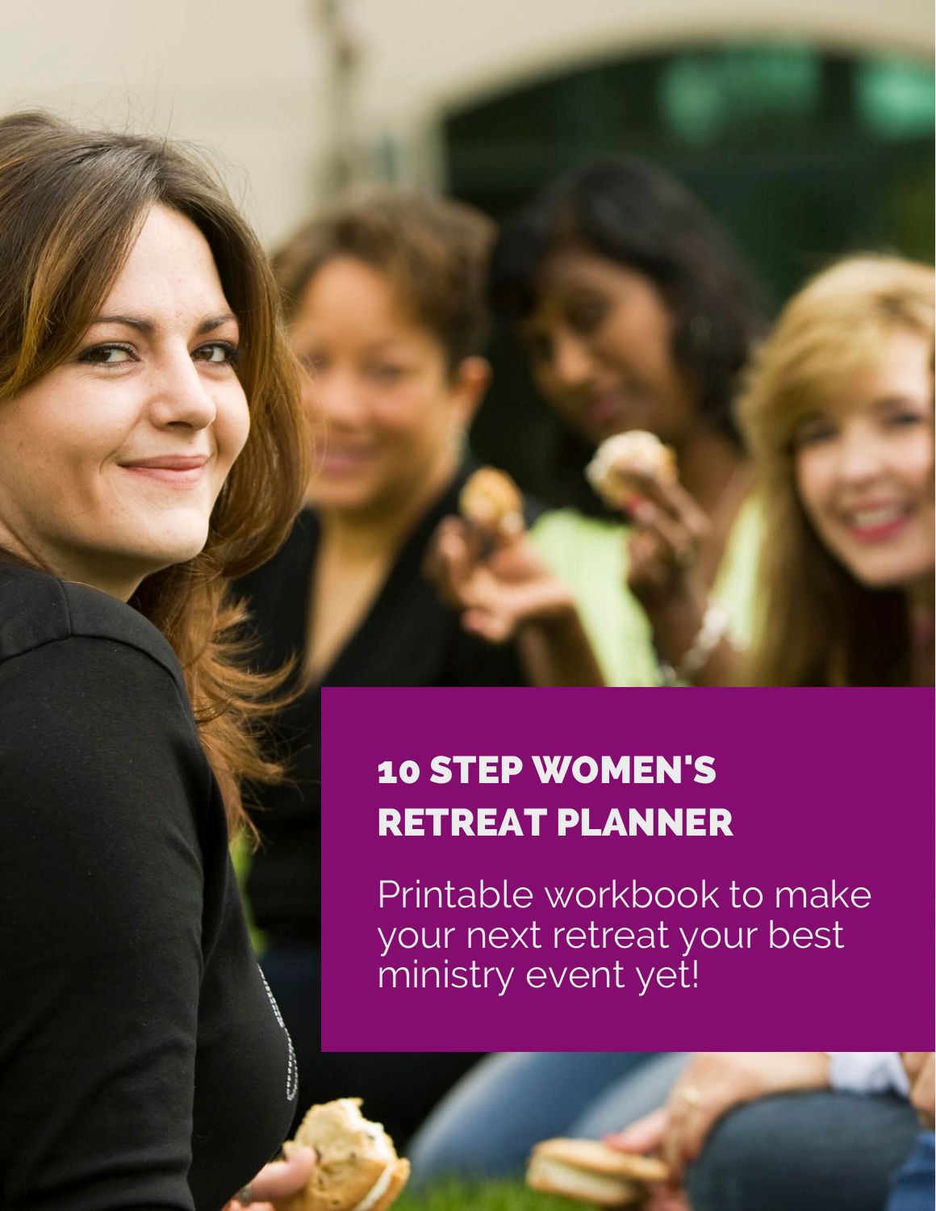# 10 STEP WOMEN'S RETREAT PLANNER

Printable workbook to make your next retreat your best ministry event yet!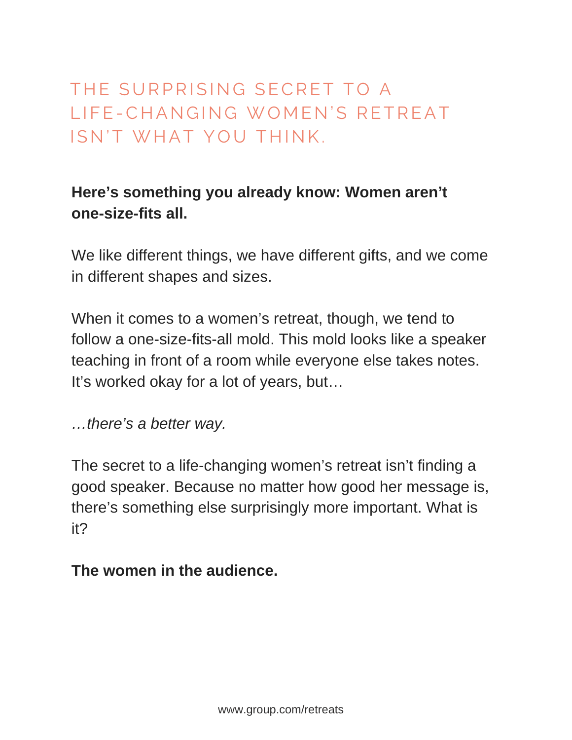# THE SURPRISING SECRET TO A LIFE-CHANGING WOMEN'S RETREAT ISN'T WHAT YOU THINK.

**Here's something you already know: Women aren't one-size-fits all.**

We like different things, we have different gifts, and we come in different shapes and sizes.

When it comes to a women's retreat, though, we tend to follow a one-size-fits-all mold. This mold looks like a speaker teaching in front of a room while everyone else takes notes. It's worked okay for a lot of years, but…

*…there's a better way.*

The secret to a life-changing women's retreat isn't finding a good speaker. Because no matter how good her message is, there's something else surprisingly more important. What is it?

**The women in the audience.**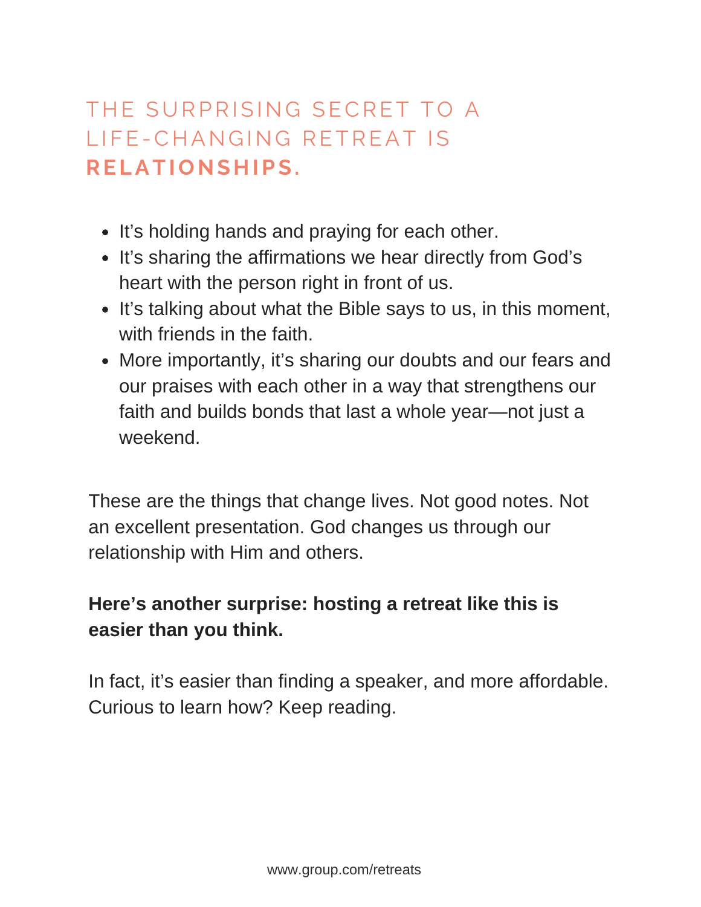# THE SURPRISING SECRET TO A LIFE-CHANGING RETREAT IS **RELATIONSHIPS.**

- It's holding hands and praying for each other.
- It's sharing the affirmations we hear directly from God's heart with the person right in front of us.
- It's talking about what the Bible says to us, in this moment, with friends in the faith.
- More importantly, it's sharing our doubts and our fears and our praises with each other in a way that strengthens our faith and builds bonds that last a whole year—not just a weekend.

These are the things that change lives. Not good notes. Not an excellent presentation. God changes us through our relationship with Him and others.

**Here's another surprise: hosting a retreat like this is easier than you think.**

In fact, it's easier than finding a speaker, and more affordable. Curious to learn how? Keep reading.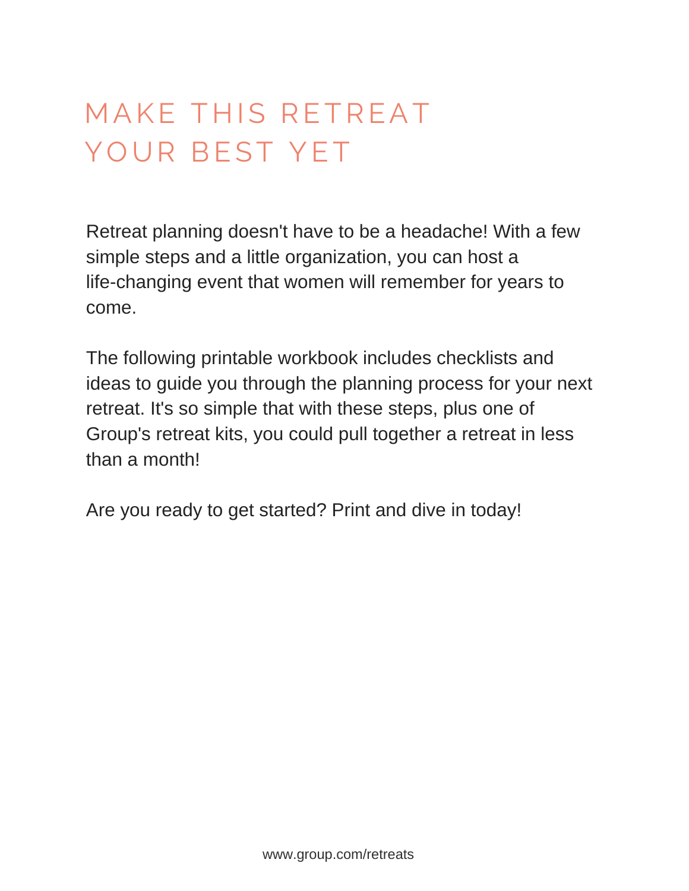# MAKE THIS RETREAT YOUR BEST YET

Retreat planning doesn't have to be a headache! With a few simple steps and a little organization, you can host a life-changing event that women will remember for years to come.

The following printable workbook includes checklists and ideas to guide you through the planning process for your next retreat. It's so simple that with these steps, plus one of Group's retreat kits, you could pull together a retreat in less than a month!

Are you ready to get started? Print and dive in today!

www.group.com/retreats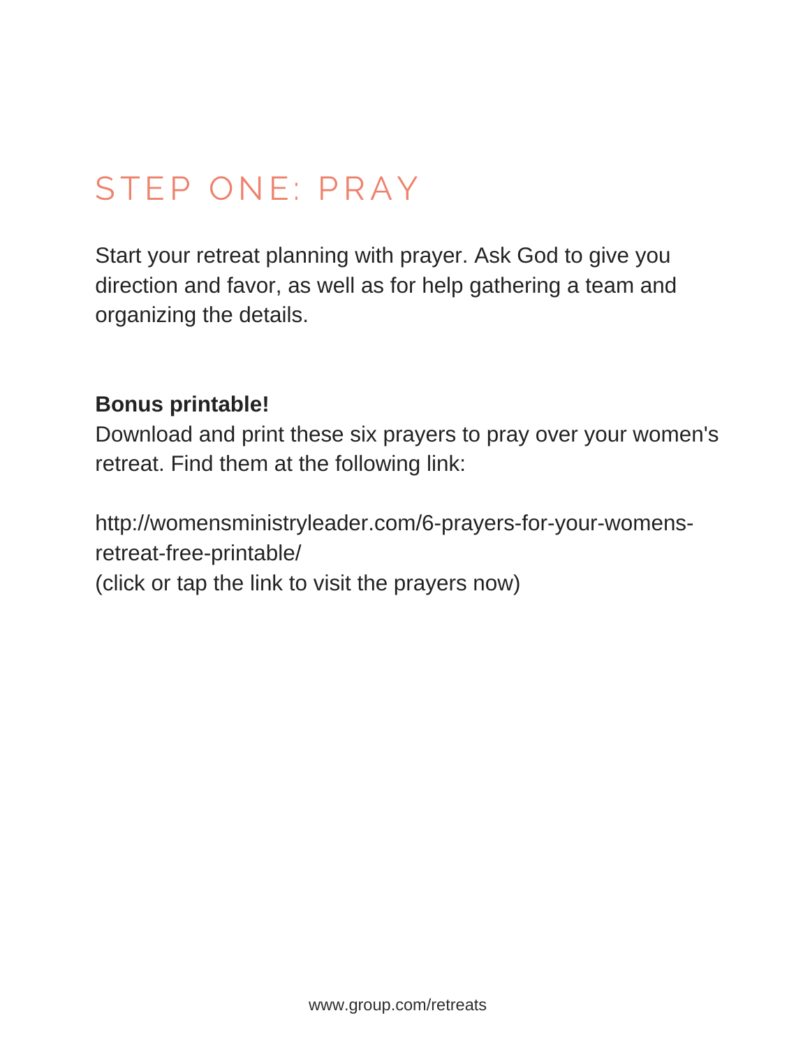# STEP ONE: PRAY

Start your retreat planning with prayer. Ask God to give you direction and favor, as well as for help gathering a team and organizing the details.

**Bonus printable!**
Download and print these six prayers to pray over your women's retreat. Find them at the following link:

http://womensministryleader.com/6-prayers-for-your-womens-retreat-free-printable/
(click or tap the link to visit the prayers now)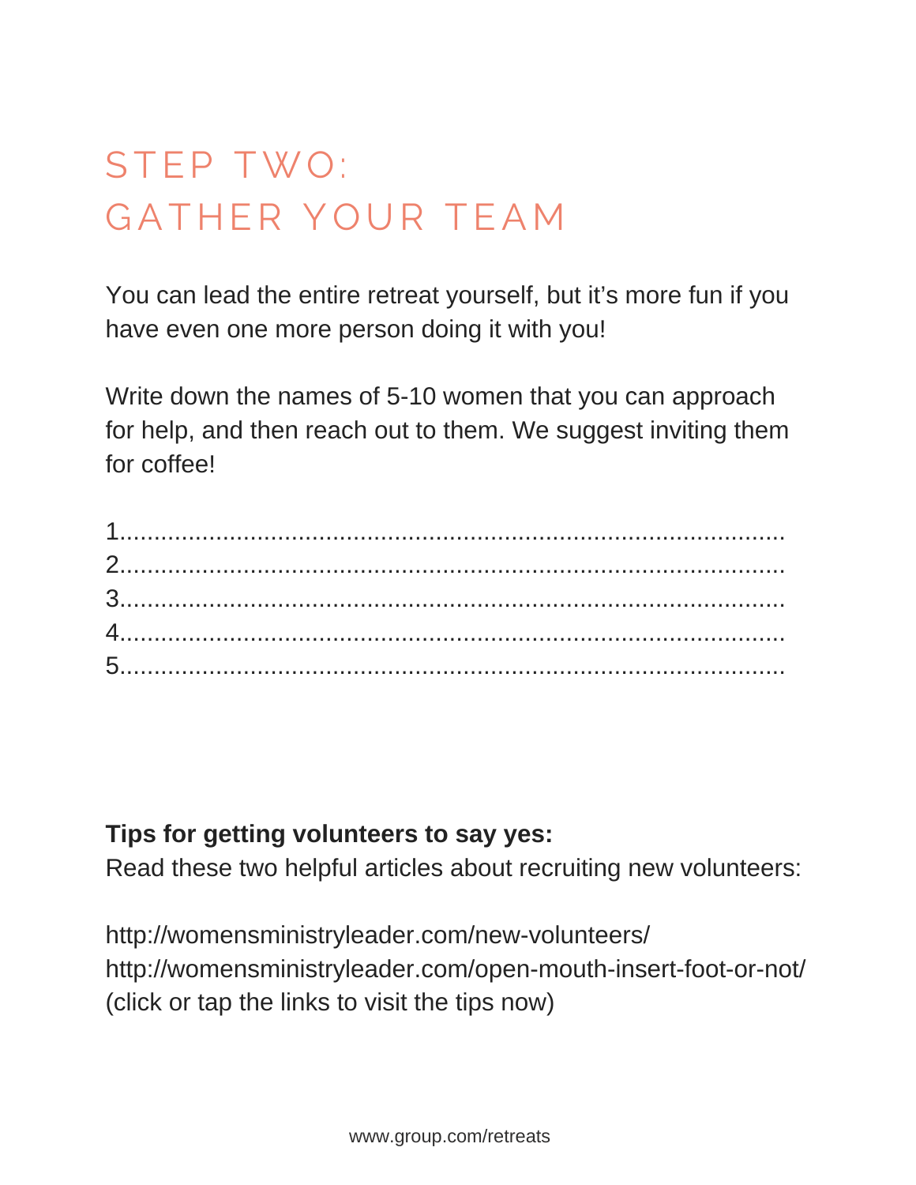# STEP TWO: GATHER YOUR TEAM

You can lead the entire retreat yourself, but it's more fun if you have even one more person doing it with you!

Write down the names of 5-10 women that you can approach for help, and then reach out to them. We suggest inviting them for coffee!

1.........................................................................................
2.........................................................................................
3.........................................................................................
4.........................................................................................
5.........................................................................................

**Tips for getting volunteers to say yes:**
Read these two helpful articles about recruiting new volunteers:

http://womensministryleader.com/new-volunteers/
http://womensministryleader.com/open-mouth-insert-foot-or-not/
(click or tap the links to visit the tips now)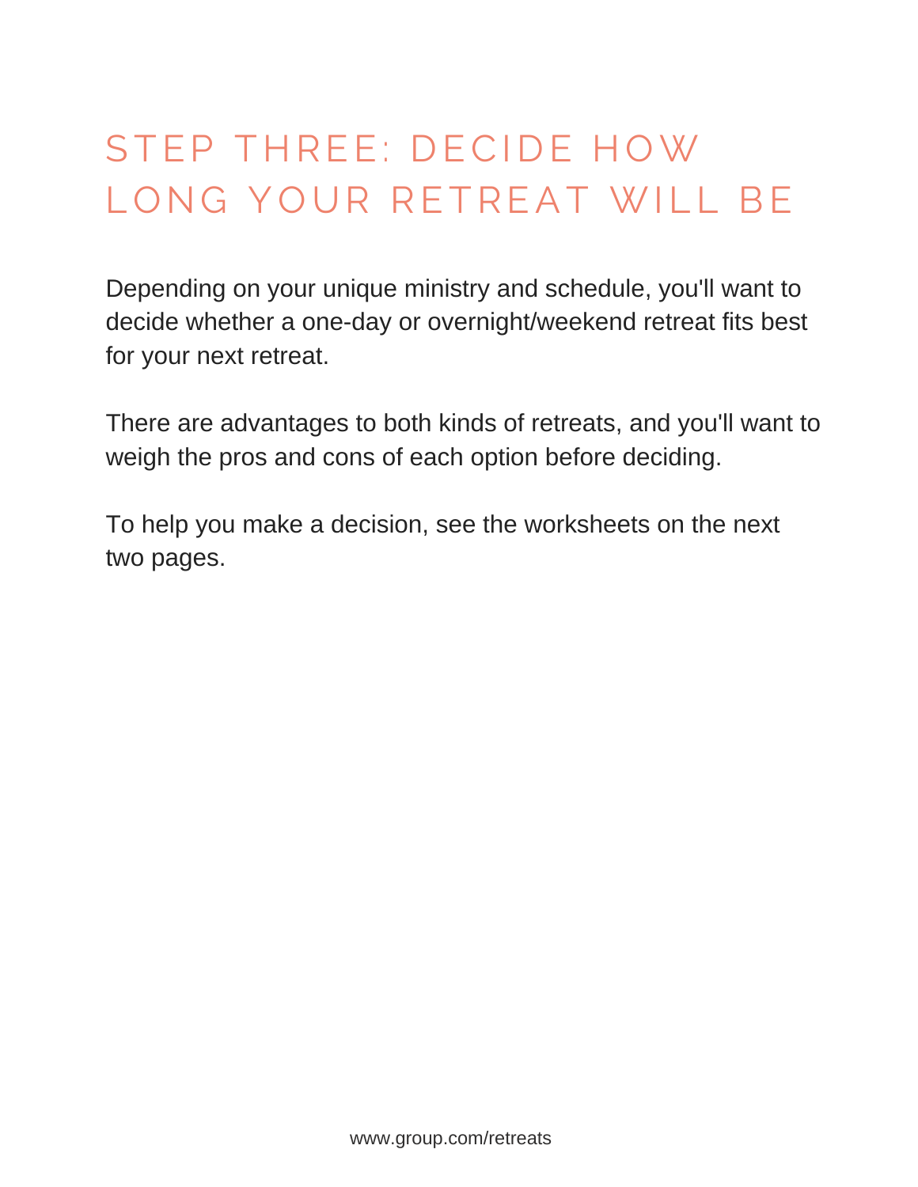# STEP THREE: DECIDE HOW LONG YOUR RETREAT WILL BE

Depending on your unique ministry and schedule, you'll want to decide whether a one-day or overnight/weekend retreat fits best for your next retreat.

There are advantages to both kinds of retreats, and you'll want to weigh the pros and cons of each option before deciding.

To help you make a decision, see the worksheets on the next two pages.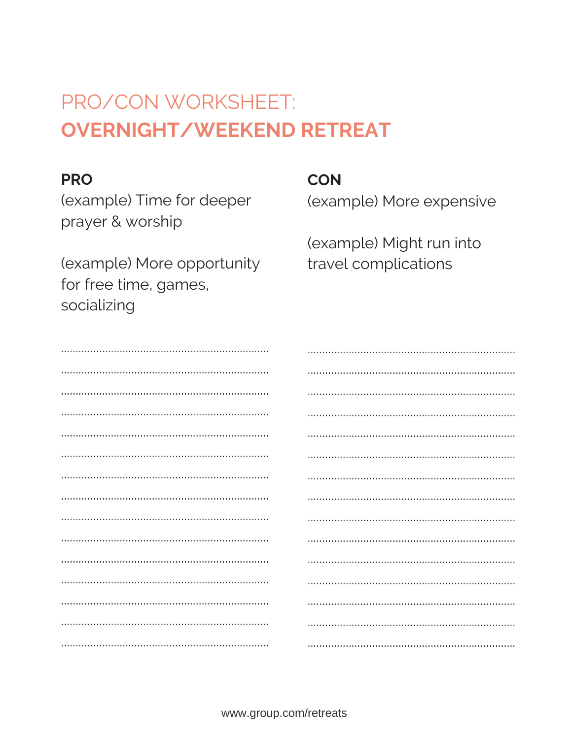# PRO/CON WORKSHEET: **OVERNIGHT/WEEKEND RETREAT**

| PRO | CON |
|---|---|
| (example) Time for deeper prayer & worship | (example) More expensive |
| (example) More opportunity for free time, games, socializing | (example) Might run into travel complications |
| ...................................................................... | ...................................................................... |
| ...................................................................... | ...................................................................... |
| ...................................................................... | ...................................................................... |
| ...................................................................... | ...................................................................... |
| ...................................................................... | ...................................................................... |
| ...................................................................... | ...................................................................... |
| ...................................................................... | ...................................................................... |
| ...................................................................... | ...................................................................... |
| ...................................................................... | ...................................................................... |
| ...................................................................... | ...................................................................... |
| ...................................................................... | ...................................................................... |
| ...................................................................... | ...................................................................... |
| ...................................................................... | ...................................................................... |
| ...................................................................... | ...................................................................... |
| ...................................................................... | ...................................................................... |

www.group.com/retreats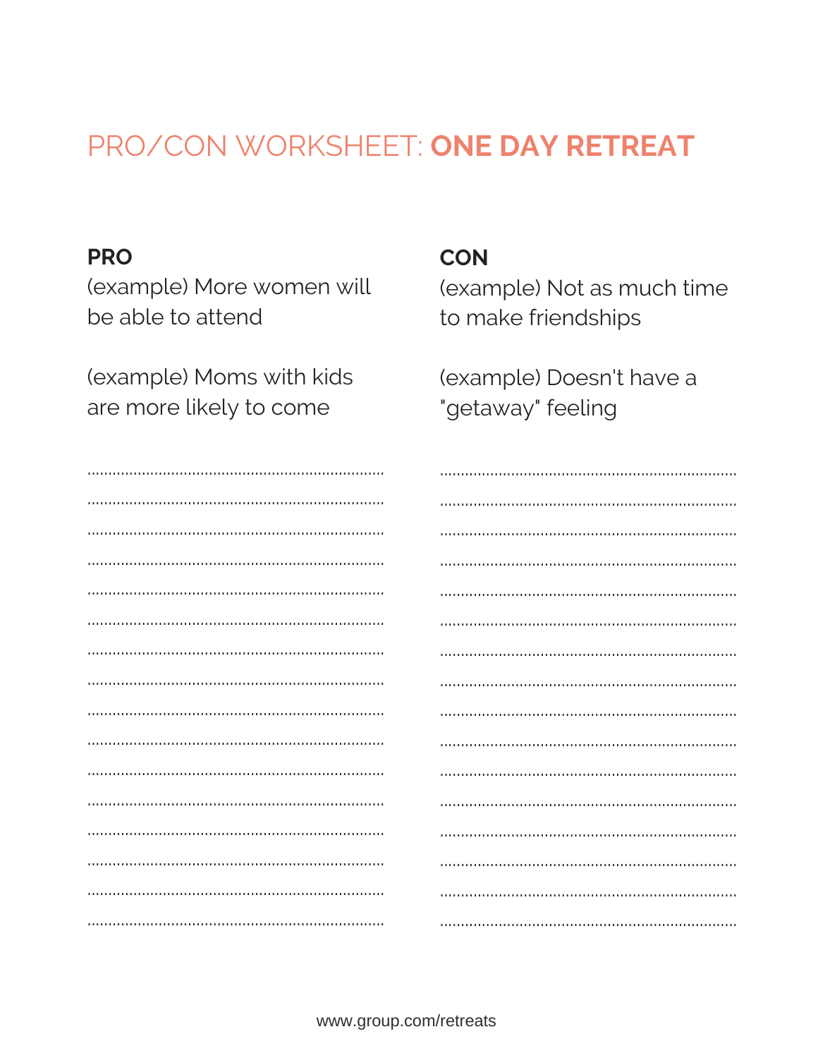# PRO/CON WORKSHEET: **ONE DAY RETREAT**

| PRO | CON |
| --- | --- |
| (example) More women will be able to attend | (example) Not as much time to make friendships |
| (example) Moms with kids are more likely to come | (example) Doesn't have a "getaway" feeling |
| | |
| | |
| | |
| | |
| | |
| | |
| | |
| | |
| | |
| | |
| | |
| | |
| | |
| | |
| | |
| | |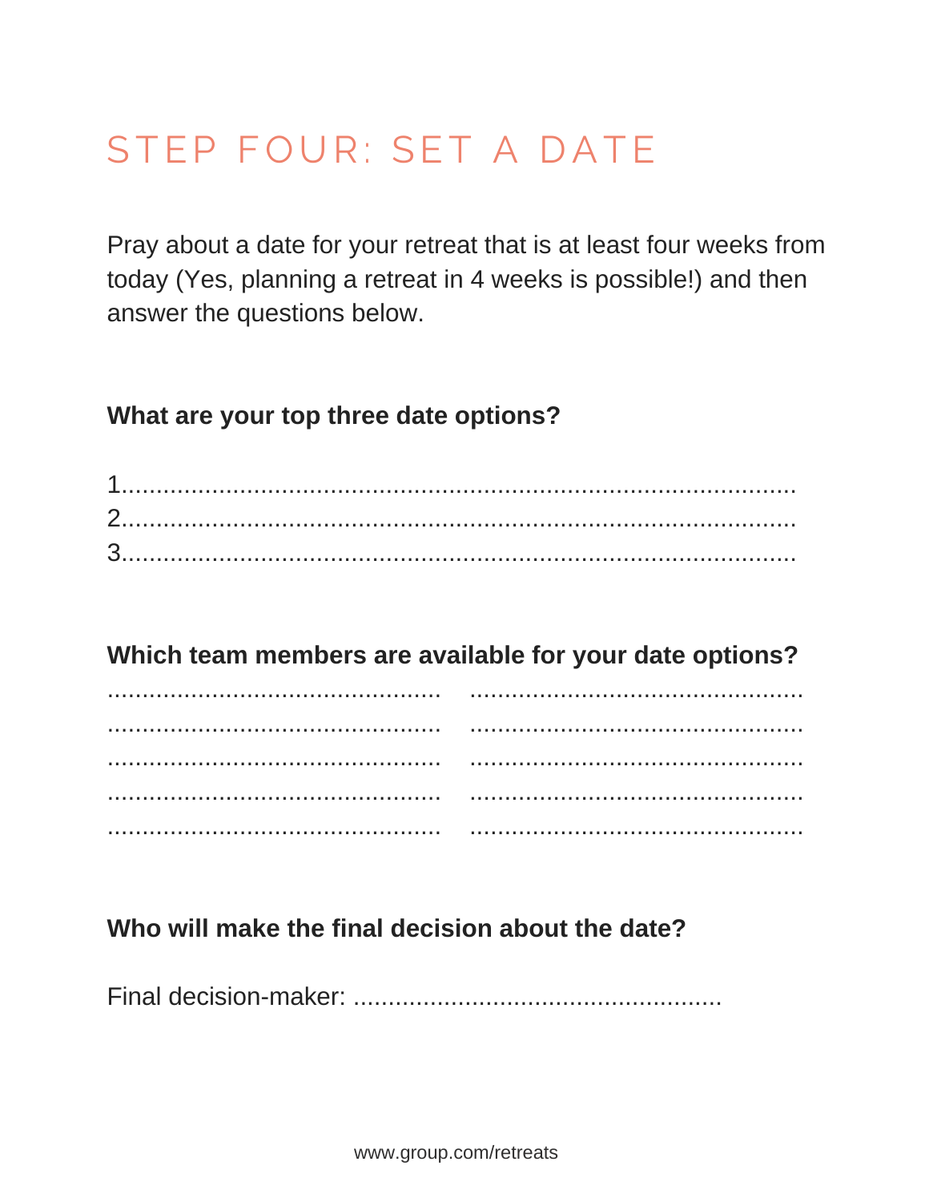# STEP FOUR: SET A DATE

Pray about a date for your retreat that is at least four weeks from today (Yes, planning a retreat in 4 weeks is possible!) and then answer the questions below.

**What are your top three date options?**

1.........................................................................................
2.........................................................................................
3.........................................................................................

**Which team members are available for your date options?**

................................................ ................................................
................................................ ................................................
................................................ ................................................
................................................ ................................................
................................................ ................................................

**Who will make the final decision about the date?**

Final decision-maker: ....................................................

www.group.com/retreats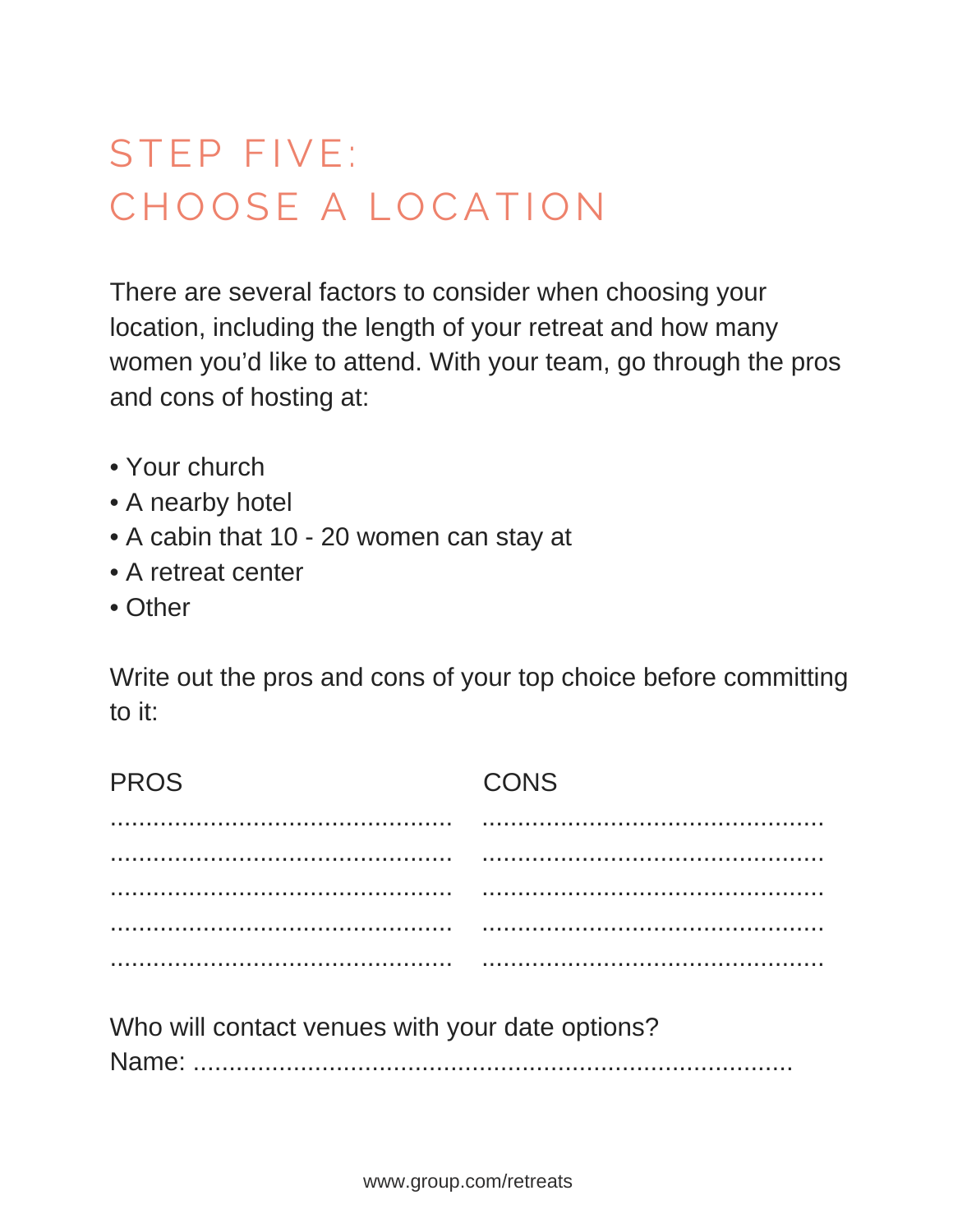# STEP FIVE: CHOOSE A LOCATION

There are several factors to consider when choosing your location, including the length of your retreat and how many women you'd like to attend. With your team, go through the pros and cons of hosting at:

- Your church
- A nearby hotel
- A cabin that 10 - 20 women can stay at
- A retreat center
- Other

Write out the pros and cons of your top choice before committing to it:

| PROS | CONS |
| --- | --- |
| ............................................... | ............................................... |
| ............................................... | ............................................... |
| ............................................... | ............................................... |
| ............................................... | ............................................... |
| ............................................... | ............................................... |

Who will contact venues with your date options?
Name: ..........................................................................................

www.group.com/retreats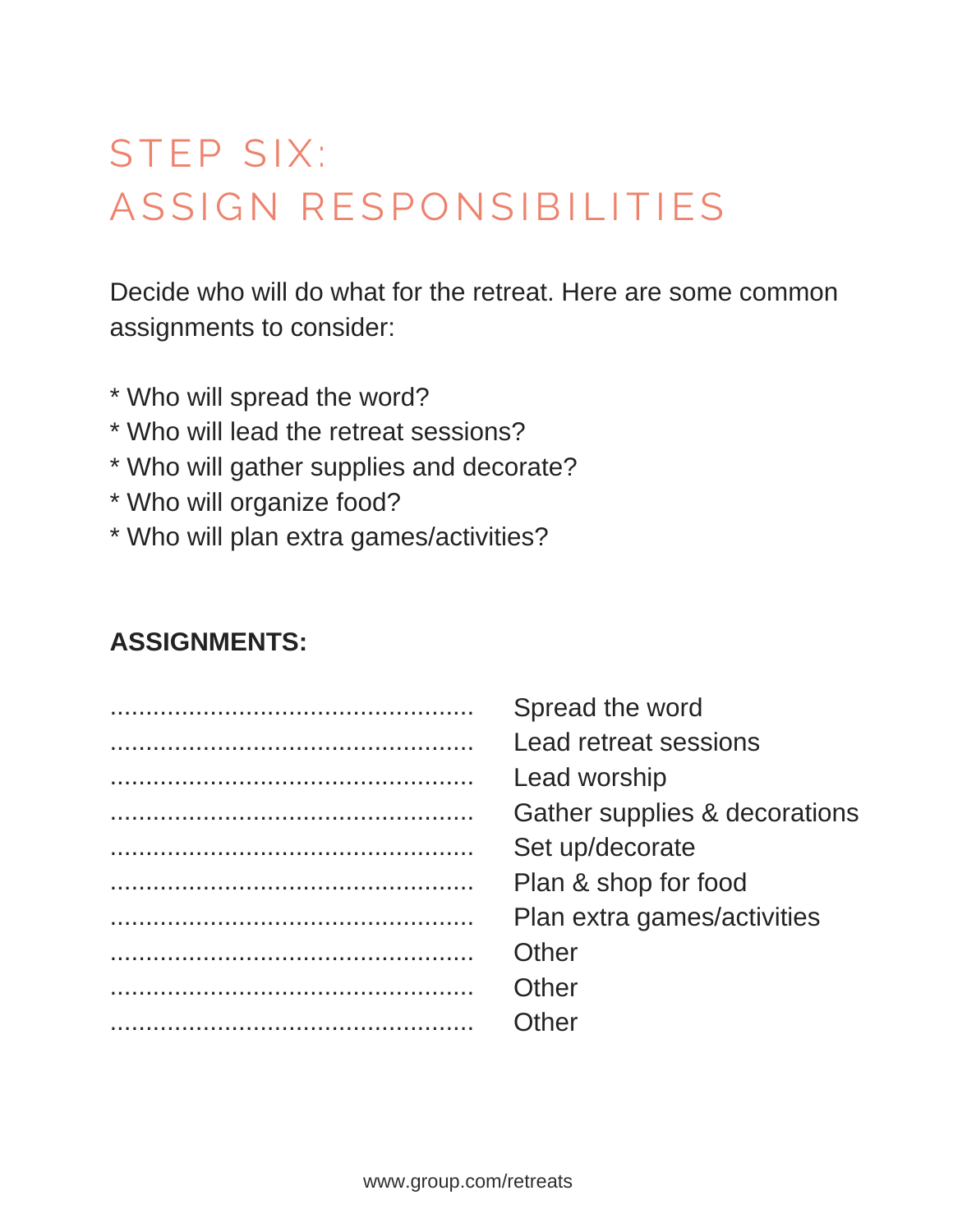# STEP SIX: ASSIGN RESPONSIBILITIES

Decide who will do what for the retreat. Here are some common assignments to consider:

* Who will spread the word?
* Who will lead the retreat sessions?
* Who will gather supplies and decorate?
* Who will organize food?
* Who will plan extra games/activities?

**ASSIGNMENTS:**

................................................... Spread the word
................................................... Lead retreat sessions
................................................... Lead worship
................................................... Gather supplies & decorations
................................................... Set up/decorate
................................................... Plan & shop for food
................................................... Plan extra games/activities
................................................... Other
................................................... Other
................................................... Other

www.group.com/retreats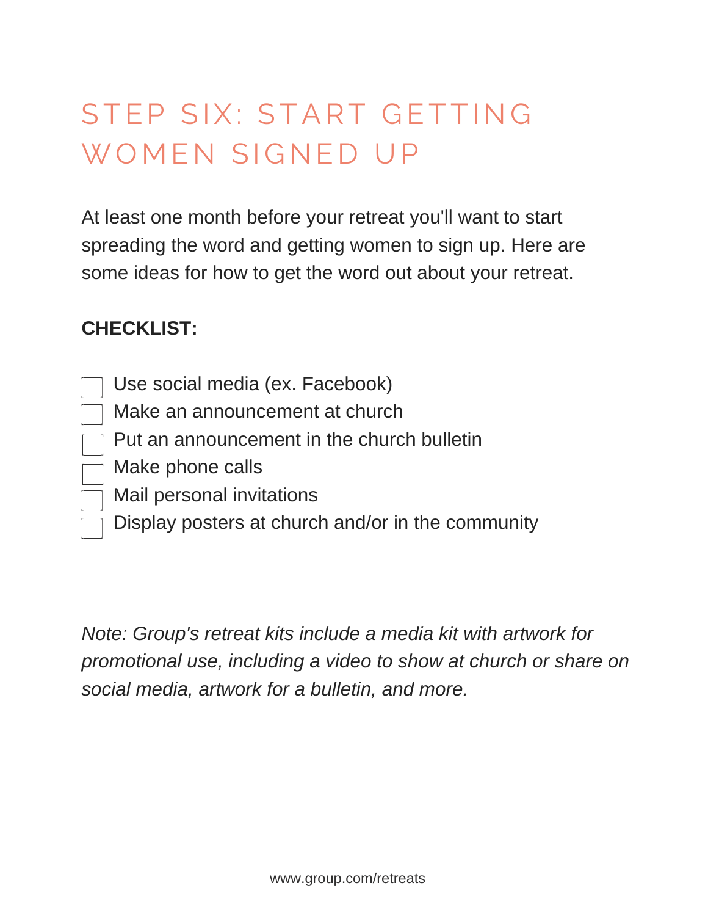# STEP SIX: START GETTING WOMEN SIGNED UP

At least one month before your retreat you'll want to start spreading the word and getting women to sign up. Here are some ideas for how to get the word out about your retreat.

**CHECKLIST:**

- [ ] Use social media (ex. Facebook)
- [ ] Make an announcement at church
- [ ] Put an announcement in the church bulletin
- [ ] Make phone calls
- [ ] Mail personal invitations
- [ ] Display posters at church and/or in the community

*Note: Group's retreat kits include a media kit with artwork for promotional use, including a video to show at church or share on social media, artwork for a bulletin, and more.*

www.group.com/retreats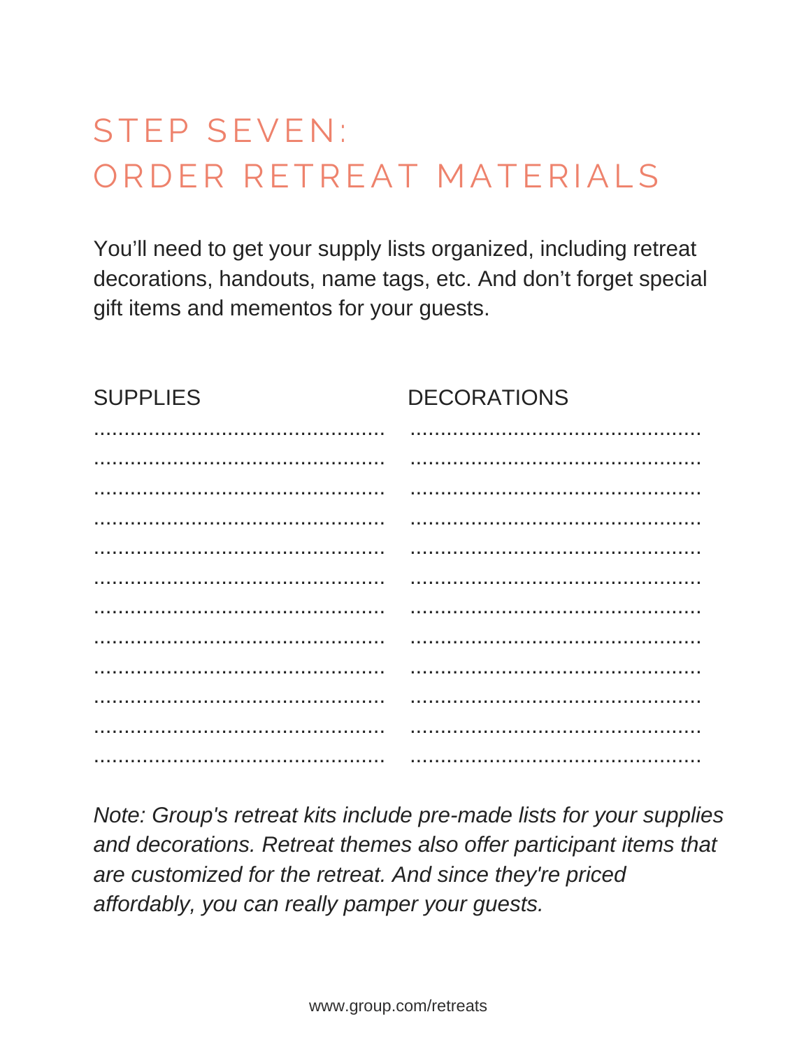# STEP SEVEN: ORDER RETREAT MATERIALS

You'll need to get your supply lists organized, including retreat decorations, handouts, name tags, etc. And don't forget special gift items and mementos for your guests.

| SUPPLIES | DECORATIONS |
|---|---|
| .............................................. | .............................................. |
| .............................................. | .............................................. |
| .............................................. | .............................................. |
| .............................................. | .............................................. |
| .............................................. | .............................................. |
| .............................................. | .............................................. |
| .............................................. | .............................................. |
| .............................................. | .............................................. |
| .............................................. | .............................................. |
| .............................................. | .............................................. |
| .............................................. | .............................................. |
| .............................................. | .............................................. |

*Note: Group's retreat kits include pre-made lists for your supplies and decorations. Retreat themes also offer participant items that are customized for the retreat. And since they're priced affordably, you can really pamper your guests.*

www.group.com/retreats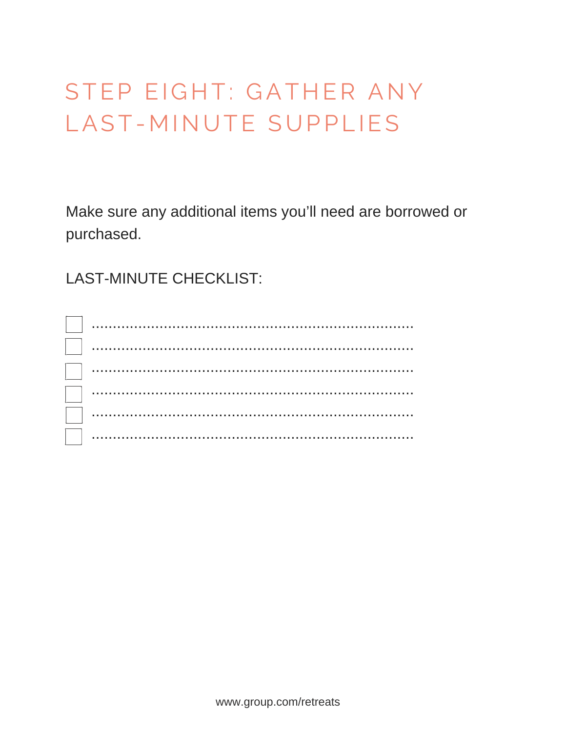# STEP EIGHT: GATHER ANY LAST-MINUTE SUPPLIES

Make sure any additional items you'll need are borrowed or purchased.

LAST-MINUTE CHECKLIST:

- [ ] ..........................................................................
- [ ] ..........................................................................
- [ ] ..........................................................................
- [ ] ..........................................................................
- [ ] ..........................................................................
- [ ] ..........................................................................

www.group.com/retreats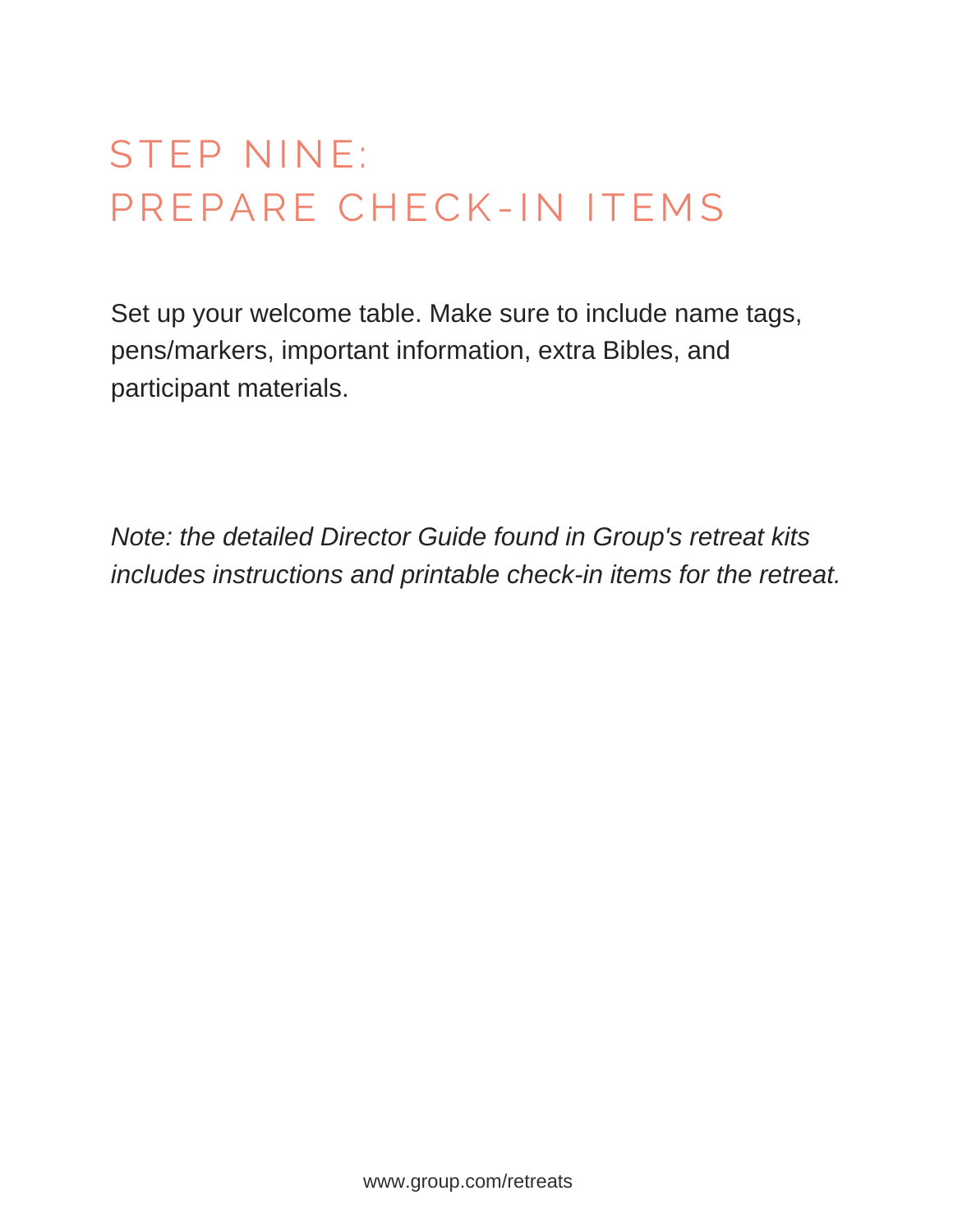# STEP NINE: PREPARE CHECK-IN ITEMS

Set up your welcome table. Make sure to include name tags, pens/markers, important information, extra Bibles, and participant materials.

*Note: the detailed Director Guide found in Group's retreat kits includes instructions and printable check-in items for the retreat.*

www.group.com/retreats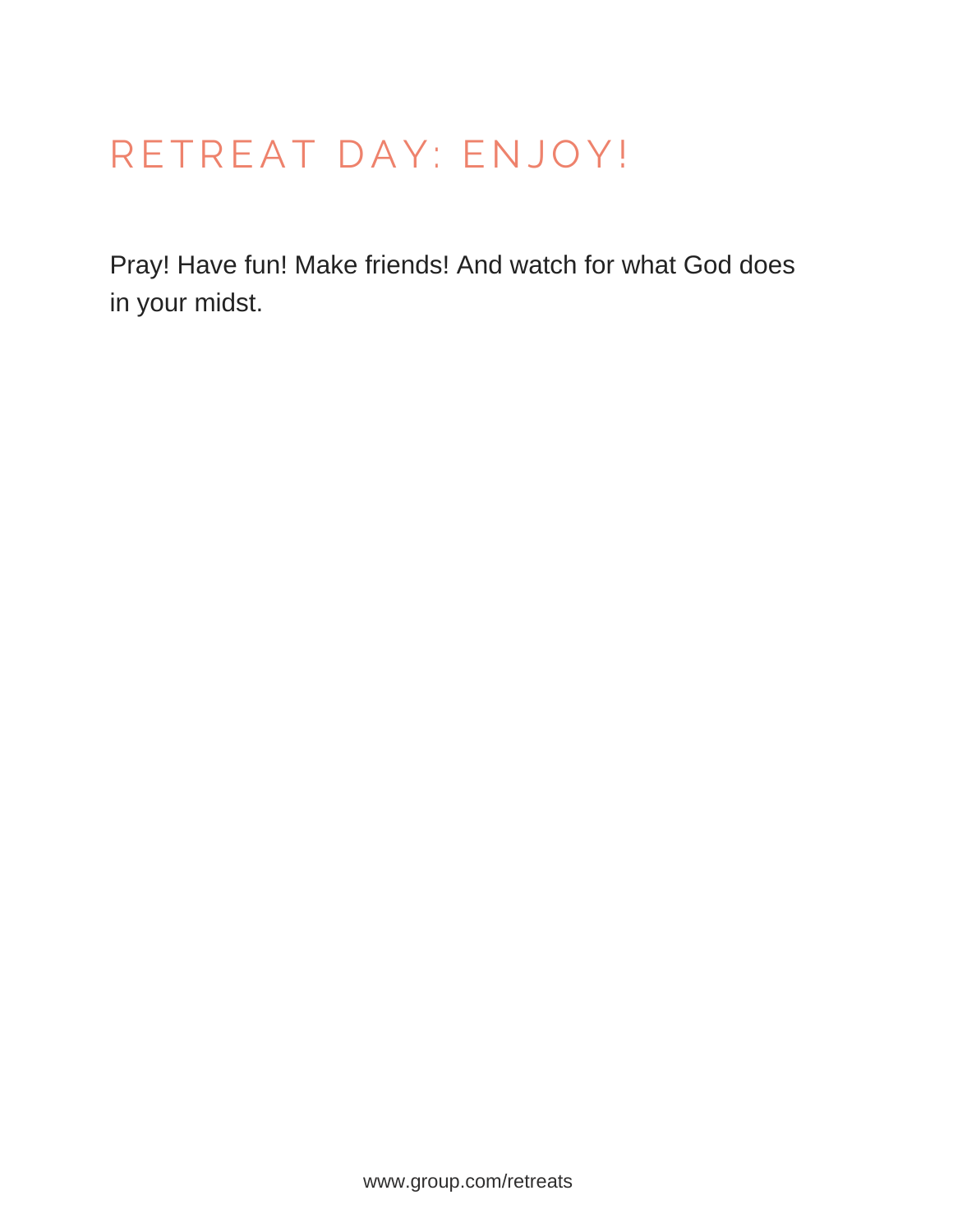# RETREAT DAY: ENJOY!

Pray! Have fun! Make friends! And watch for what God does in your midst.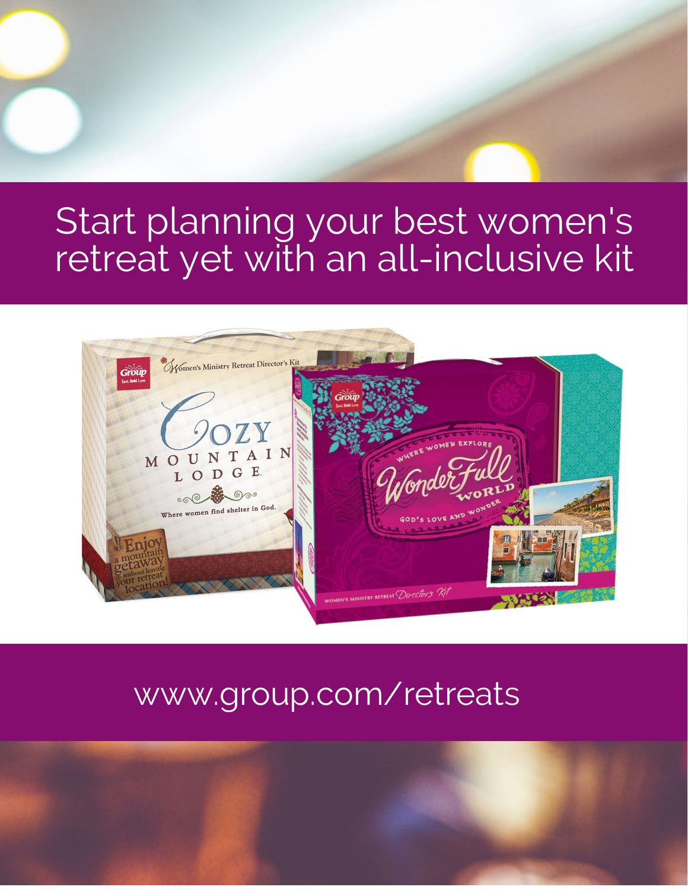Start planning your best women's retreat yet with an all-inclusive kit

www.group.com/retreats